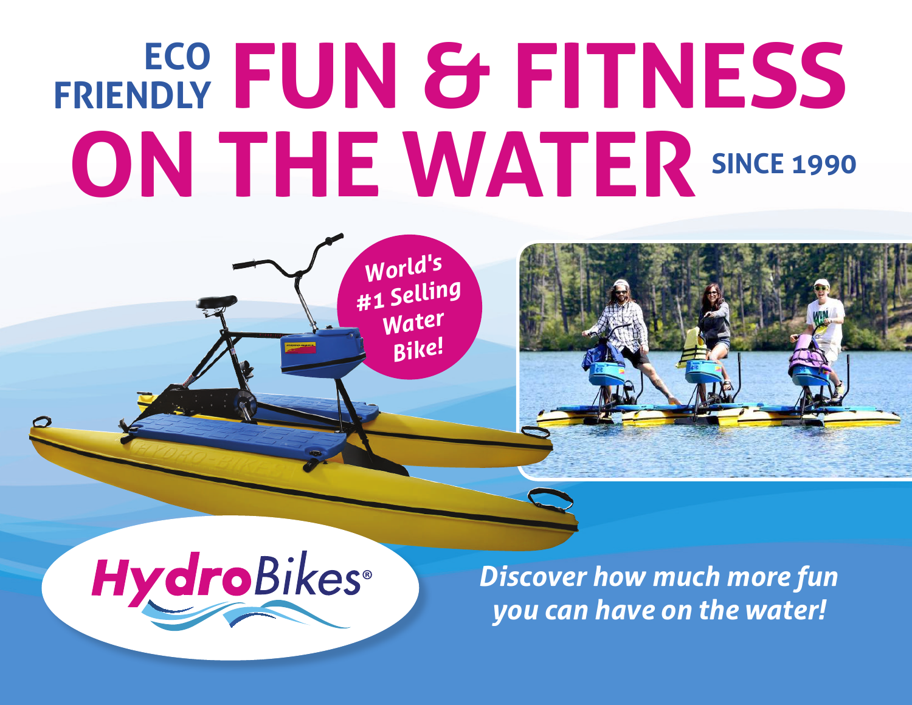# ECO FRIENDLY FUN & FITNESS ON THE WATER SINCE 1990

World's #1 Selling Water Bike!

HydroBikes®

*Discover how much more fun you can have on the water!*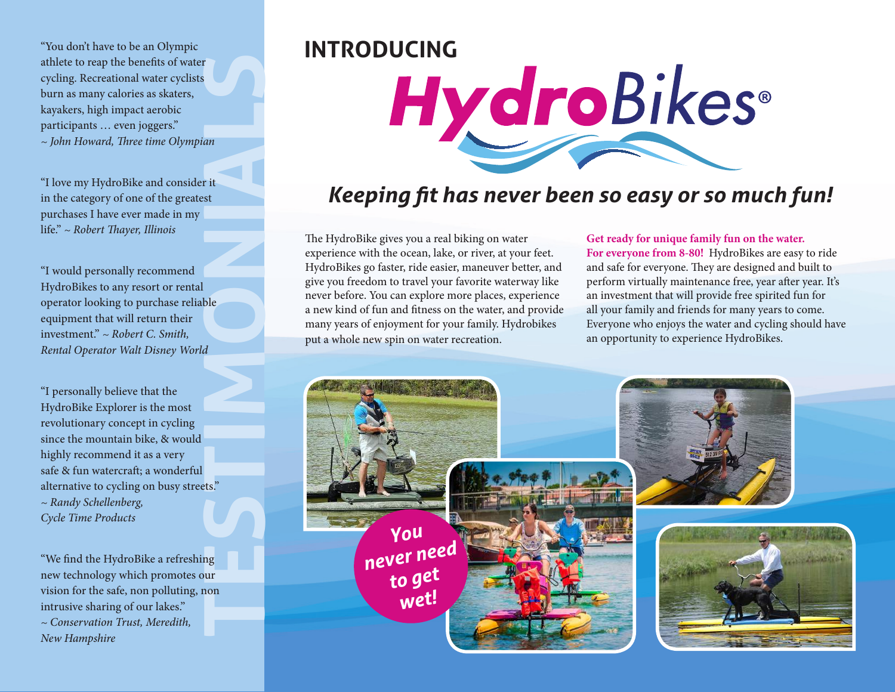## TESTIMONIALS

"You don't have to be an Olympic athlete to reap the benefits of water cycling. Recreational water cyclists burn as many calories as skaters, kayakers, high impact aerobic participants … even joggers."
*~ John Howard, Three time Olympian*

"I love my HydroBike and consider it in the category of one of the greatest purchases I have ever made in my life." *~ Robert Thayer, Illinois*

"I would personally recommend HydroBikes to any resort or rental operator looking to purchase reliable equipment that will return their investment." *~ Robert C. Smith, Rental Operator Walt Disney World*

"I personally believe that the HydroBike Explorer is the most revolutionary concept in cycling since the mountain bike, & would highly recommend it as a very safe & fun watercraft; a wonderful alternative to cycling on busy streets."
*~ Randy Schellenberg, Cycle Time Products*

"We find the HydroBike a refreshing new technology which promotes our vision for the safe, non polluting, non intrusive sharing of our lakes."
*~ Conservation Trust, Meredith, New Hampshire*

# INTRODUCING HydroBikes®

## *Keeping fit has never been so easy or so much fun!*

The HydroBike gives you a real biking on water experience with the ocean, lake, or river, at your feet. HydroBikes go faster, ride easier, maneuver better, and give you freedom to travel your favorite waterway like never before. You can explore more places, experience a new kind of fun and fitness on the water, and provide many years of enjoyment for your family. Hydrobikes put a whole new spin on water recreation.

**Get ready for unique family fun on the water. For everyone from 8-80!** HydroBikes are easy to ride and safe for everyone. They are designed and built to perform virtually maintenance free, year after year. It's an investment that will provide free spirited fun for all your family and friends for many years to come. Everyone who enjoys the water and cycling should have an opportunity to experience HydroBikes.

**You never need to get wet!**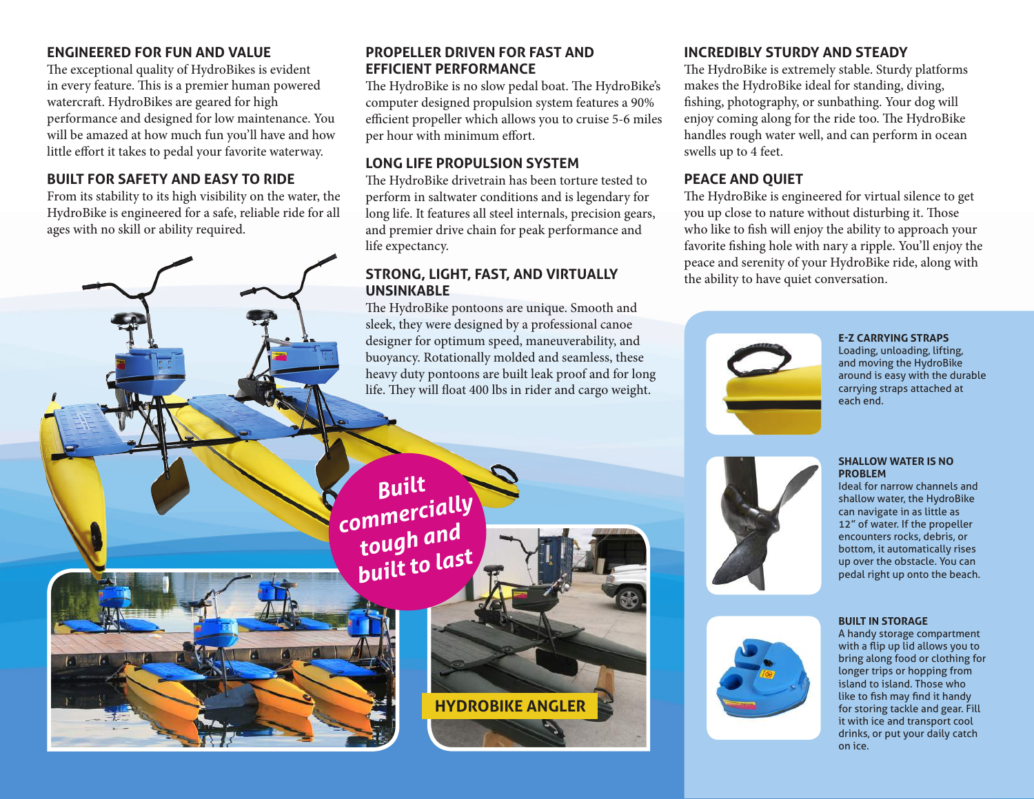## ENGINEERED FOR FUN AND VALUE

The exceptional quality of HydroBikes is evident in every feature. This is a premier human powered watercraft. HydroBikes are geared for high performance and designed for low maintenance. You will be amazed at how much fun you'll have and how little effort it takes to pedal your favorite waterway.

## BUILT FOR SAFETY AND EASY TO RIDE

From its stability to its high visibility on the water, the HydroBike is engineered for a safe, reliable ride for all ages with no skill or ability required.

## PROPELLER DRIVEN FOR FAST AND EFFICIENT PERFORMANCE

The HydroBike is no slow pedal boat. The HydroBike's computer designed propulsion system features a 90% efficient propeller which allows you to cruise 5-6 miles per hour with minimum effort.

## LONG LIFE PROPULSION SYSTEM

The HydroBike drivetrain has been torture tested to perform in saltwater conditions and is legendary for long life. It features all steel internals, precision gears, and premier drive chain for peak performance and life expectancy.

## STRONG, LIGHT, FAST, AND VIRTUALLY UNSINKABLE

The HydroBike pontoons are unique. Smooth and sleek, they were designed by a professional canoe designer for optimum speed, maneuverability, and buoyancy. Rotationally molded and seamless, these heavy duty pontoons are built leak proof and for long life. They will float 400 lbs in rider and cargo weight.

## INCREDIBLY STURDY AND STEADY

The HydroBike is extremely stable. Sturdy platforms makes the HydroBike ideal for standing, diving, fishing, photography, or sunbathing. Your dog will enjoy coming along for the ride too. The HydroBike handles rough water well, and can perform in ocean swells up to 4 feet.

## PEACE AND QUIET

The HydroBike is engineered for virtual silence to get you up close to nature without disturbing it. Those who like to fish will enjoy the ability to approach your favorite fishing hole with nary a ripple. You'll enjoy the peace and serenity of your HydroBike ride, along with the ability to have quiet conversation.

*Built commercially tough and built to last*

HYDROBIKE ANGLER

### E-Z CARRYING STRAPS

Loading, unloading, lifting, and moving the HydroBike around is easy with the durable carrying straps attached at each end.

### SHALLOW WATER IS NO PROBLEM

Ideal for narrow channels and shallow water, the HydroBike can navigate in as little as 12" of water. If the propeller encounters rocks, debris, or bottom, it automatically rises up over the obstacle. You can pedal right up onto the beach.

### BUILT IN STORAGE

A handy storage compartment with a flip up lid allows you to bring along food or clothing for longer trips or hopping from island to island. Those who like to fish may find it handy for storing tackle and gear. Fill it with ice and transport cool drinks, or put your daily catch on ice.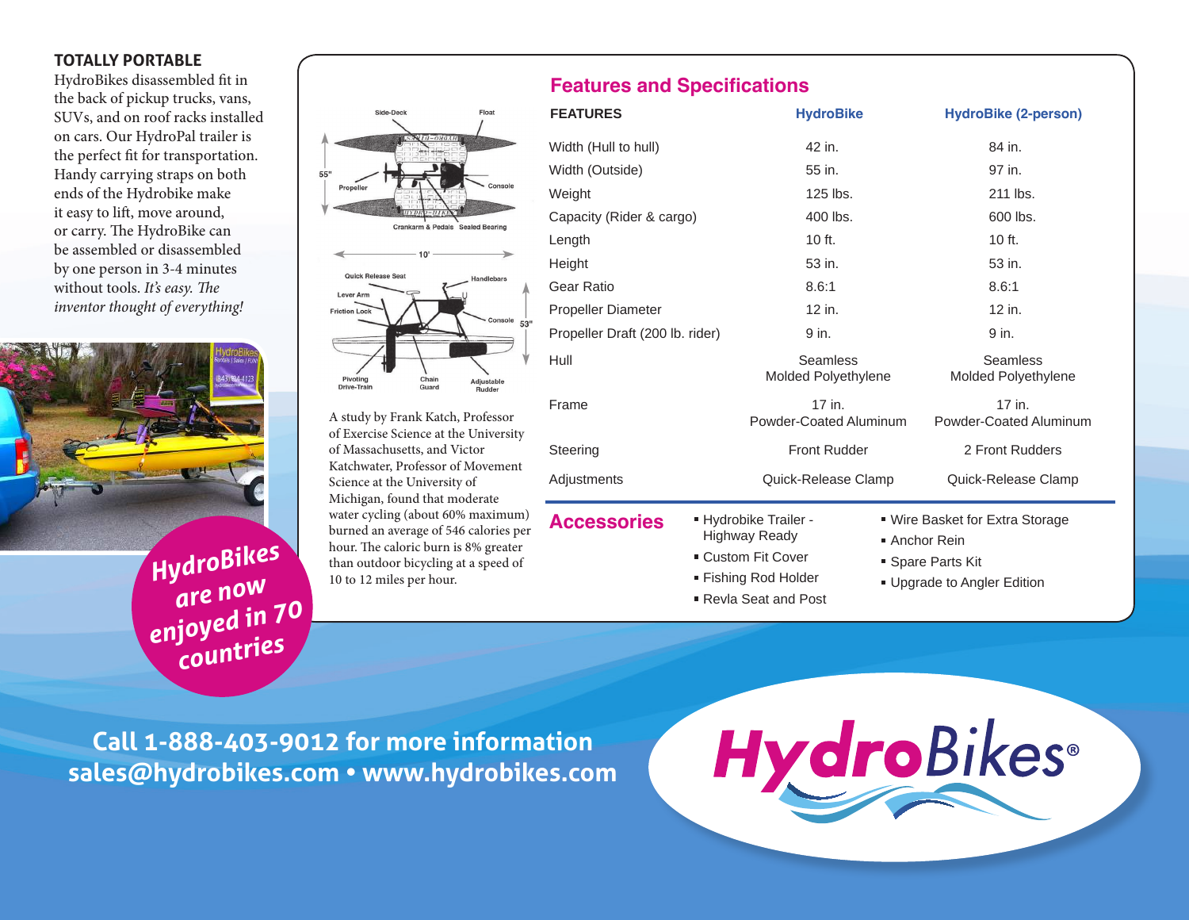**TOTALLY PORTABLE**

HydroBikes disassembled fit in the back of pickup trucks, vans, SUVs, and on roof racks installed on cars. Our HydroPal trailer is the perfect fit for transportation. Handy carrying straps on both ends of the Hydrobike make it easy to lift, move around, or carry. The HydroBike can be assembled or disassembled by one person in 3-4 minutes without tools. *It's easy. The inventor thought of everything!*

Side-Deck
Float
55"
Propeller
Console
Crankarm & Pedals
Sealed Bearing
10'
Quick Release Seat
Handlebars
Lever Arm
Friction Lock
Console
53"
Pivoting Drive-Train
Chain Guard
Adjustable Rudder

A study by Frank Katch, Professor of Exercise Science at the University of Massachusetts, and Victor Katchwater, Professor of Movement Science at the University of Michigan, found that moderate water cycling (about 60% maximum) burned an average of 546 calories per hour. The caloric burn is 8% greater than outdoor bicycling at a speed of 10 to 12 miles per hour.

## Features and Specifications

| FEATURES | HydroBike | HydroBike (2-person) |
|---|---|---|
| Width (Hull to hull) | 42 in. | 84 in. |
| Width (Outside) | 55 in. | 97 in. |
| Weight | 125 lbs. | 211 lbs. |
| Capacity (Rider & cargo) | 400 lbs. | 600 lbs. |
| Length | 10 ft. | 10 ft. |
| Height | 53 in. | 53 in. |
| Gear Ratio | 8.6:1 | 8.6:1 |
| Propeller Diameter | 12 in. | 12 in. |
| Propeller Draft (200 lb. rider) | 9 in. | 9 in. |
| Hull | Seamless Molded Polyethylene | Seamless Molded Polyethylene |
| Frame | 17 in. Powder-Coated Aluminum | 17 in. Powder-Coated Aluminum |
| Steering | Front Rudder | 2 Front Rudders |
| Adjustments | Quick-Release Clamp | Quick-Release Clamp |

## Accessories

- Hydrobike Trailer - Highway Ready
- Custom Fit Cover
- Fishing Rod Holder
- Revla Seat and Post
- Wire Basket for Extra Storage
- Anchor Rein
- Spare Parts Kit
- Upgrade to Angler Edition

**HydroBikes are now enjoyed in 70 countries**

**Call 1-888-403-9012 for more information**
**sales@hydrobikes.com • www.hydrobikes.com**

HydroBikes®